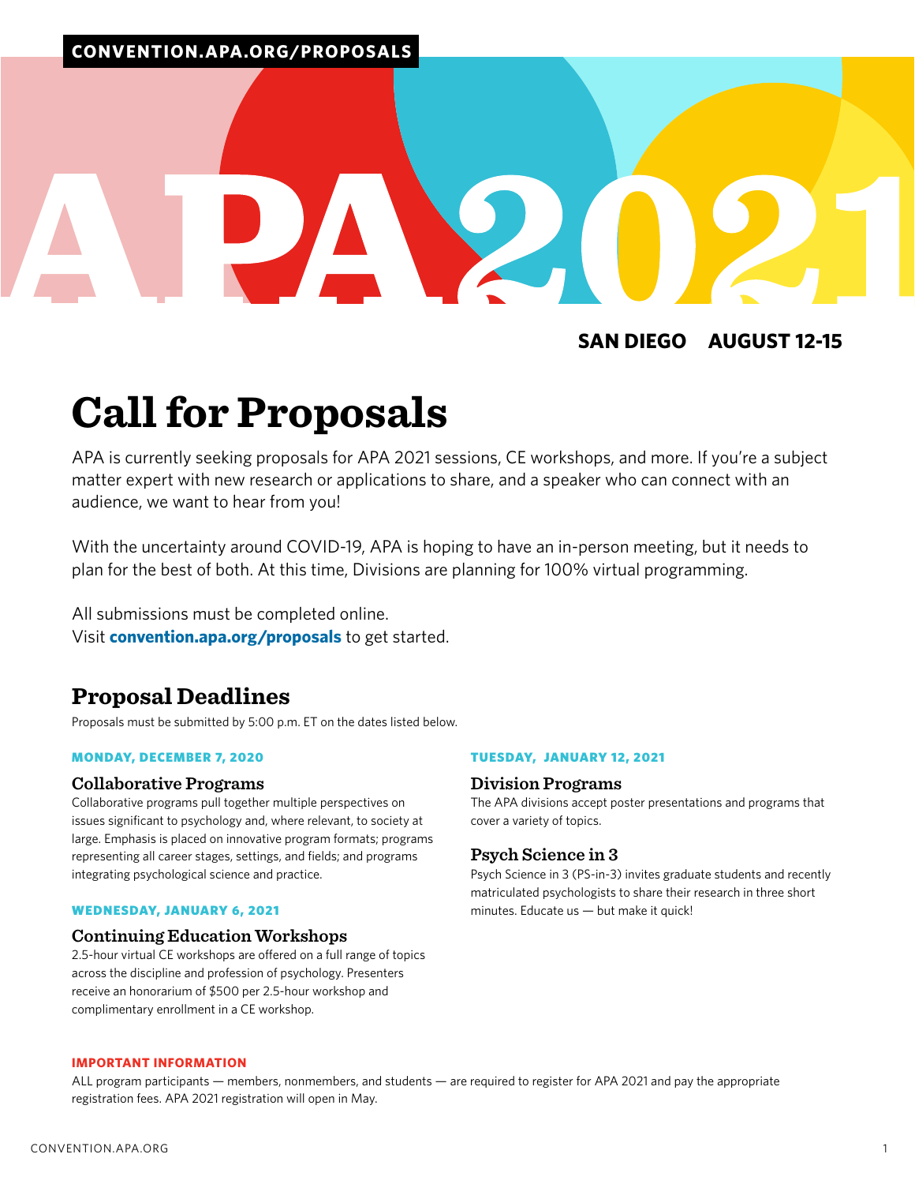CONVENTION.APA.ORG/PROPOSALS

# APA 2021

**SAN DIEGO AUGUST 12-15**

# Call for Proposals

APA is currently seeking proposals for APA 2021 sessions, CE workshops, and more. If you're a subject matter expert with new research or applications to share, and a speaker who can connect with an audience, we want to hear from you!

With the uncertainty around COVID-19, APA is hoping to have an in-person meeting, but it needs to plan for the best of both. At this time, Divisions are planning for 100% virtual programming.

All submissions must be completed online.
Visit **convention.apa.org/proposals** to get started.

## Proposal Deadlines

Proposals must be submitted by 5:00 p.m. ET on the dates listed below.

**MONDAY, DECEMBER 7, 2020**

### Collaborative Programs

Collaborative programs pull together multiple perspectives on issues significant to psychology and, where relevant, to society at large. Emphasis is placed on innovative program formats; programs representing all career stages, settings, and fields; and programs integrating psychological science and practice.

**WEDNESDAY, JANUARY 6, 2021**

### Continuing Education Workshops

2.5-hour virtual CE workshops are offered on a full range of topics across the discipline and profession of psychology. Presenters receive an honorarium of $500 per 2.5-hour workshop and complimentary enrollment in a CE workshop.

**TUESDAY, JANUARY 12, 2021**

### Division Programs

The APA divisions accept poster presentations and programs that cover a variety of topics.

### Psych Science in 3

Psych Science in 3 (PS-in-3) invites graduate students and recently matriculated psychologists to share their research in three short minutes. Educate us — but make it quick!

**IMPORTANT INFORMATION**

ALL program participants — members, nonmembers, and students — are required to register for APA 2021 and pay the appropriate registration fees. APA 2021 registration will open in May.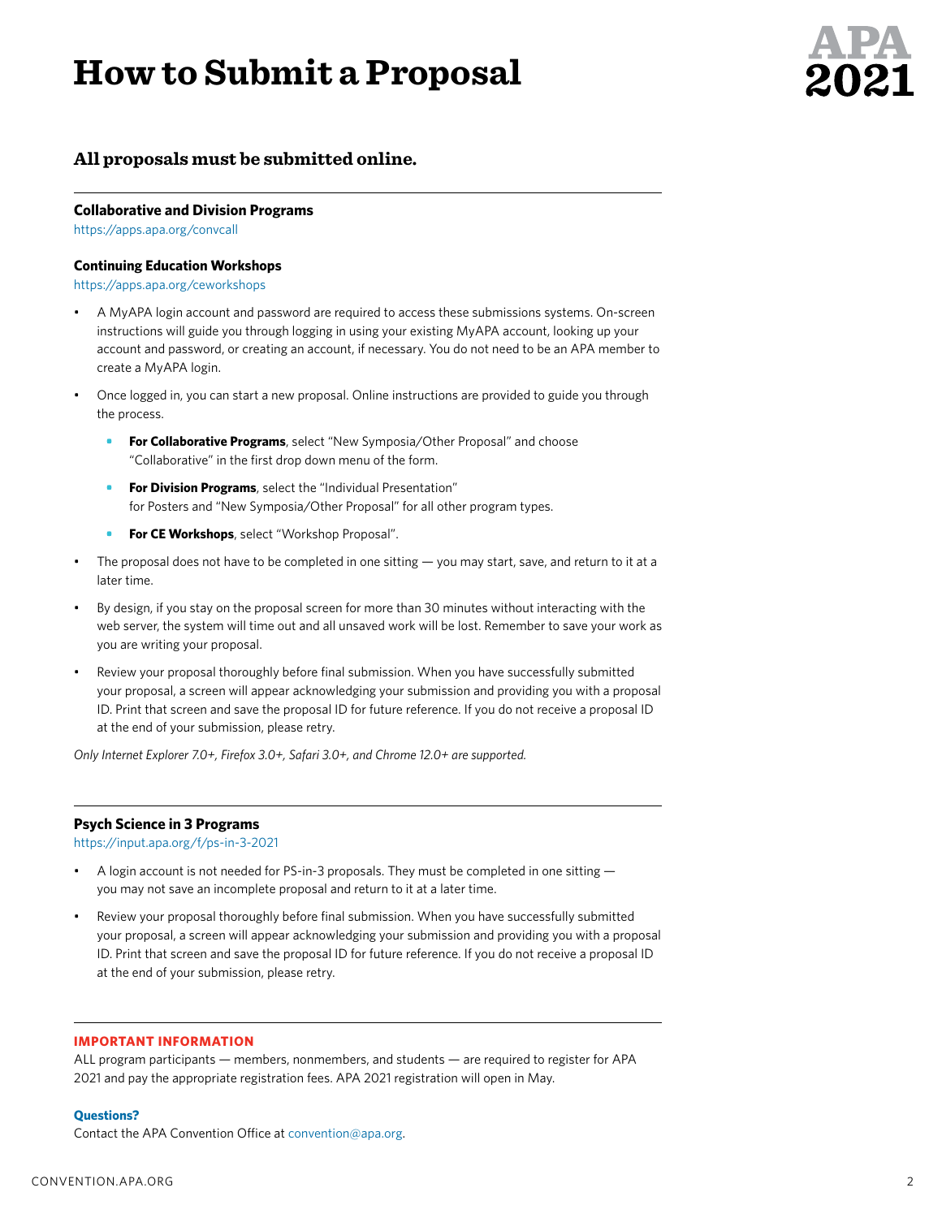# How to Submit a Proposal

## All proposals must be submitted online.

**Collaborative and Division Programs**
https://apps.apa.org/convcall

**Continuing Education Workshops**
https://apps.apa.org/ceworkshops

- A MyAPA login account and password are required to access these submissions systems. On-screen instructions will guide you through logging in using your existing MyAPA account, looking up your account and password, or creating an account, if necessary. You do not need to be an APA member to create a MyAPA login.
- Once logged in, you can start a new proposal. Online instructions are provided to guide you through the process.
  - **For Collaborative Programs**, select "New Symposia/Other Proposal" and choose "Collaborative" in the first drop down menu of the form.
  - **For Division Programs**, select the "Individual Presentation" for Posters and "New Symposia/Other Proposal" for all other program types.
  - **For CE Workshops**, select "Workshop Proposal".
- The proposal does not have to be completed in one sitting — you may start, save, and return to it at a later time.
- By design, if you stay on the proposal screen for more than 30 minutes without interacting with the web server, the system will time out and all unsaved work will be lost. Remember to save your work as you are writing your proposal.
- Review your proposal thoroughly before final submission. When you have successfully submitted your proposal, a screen will appear acknowledging your submission and providing you with a proposal ID. Print that screen and save the proposal ID for future reference. If you do not receive a proposal ID at the end of your submission, please retry.

*Only Internet Explorer 7.0+, Firefox 3.0+, Safari 3.0+, and Chrome 12.0+ are supported.*

**Psych Science in 3 Programs**
https://input.apa.org/f/ps-in-3-2021

- A login account is not needed for PS-in-3 proposals. They must be completed in one sitting — you may not save an incomplete proposal and return to it at a later time.
- Review your proposal thoroughly before final submission. When you have successfully submitted your proposal, a screen will appear acknowledging your submission and providing you with a proposal ID. Print that screen and save the proposal ID for future reference. If you do not receive a proposal ID at the end of your submission, please retry.

**IMPORTANT INFORMATION**

ALL program participants — members, nonmembers, and students — are required to register for APA 2021 and pay the appropriate registration fees. APA 2021 registration will open in May.

**Questions?**

Contact the APA Convention Office at convention@apa.org.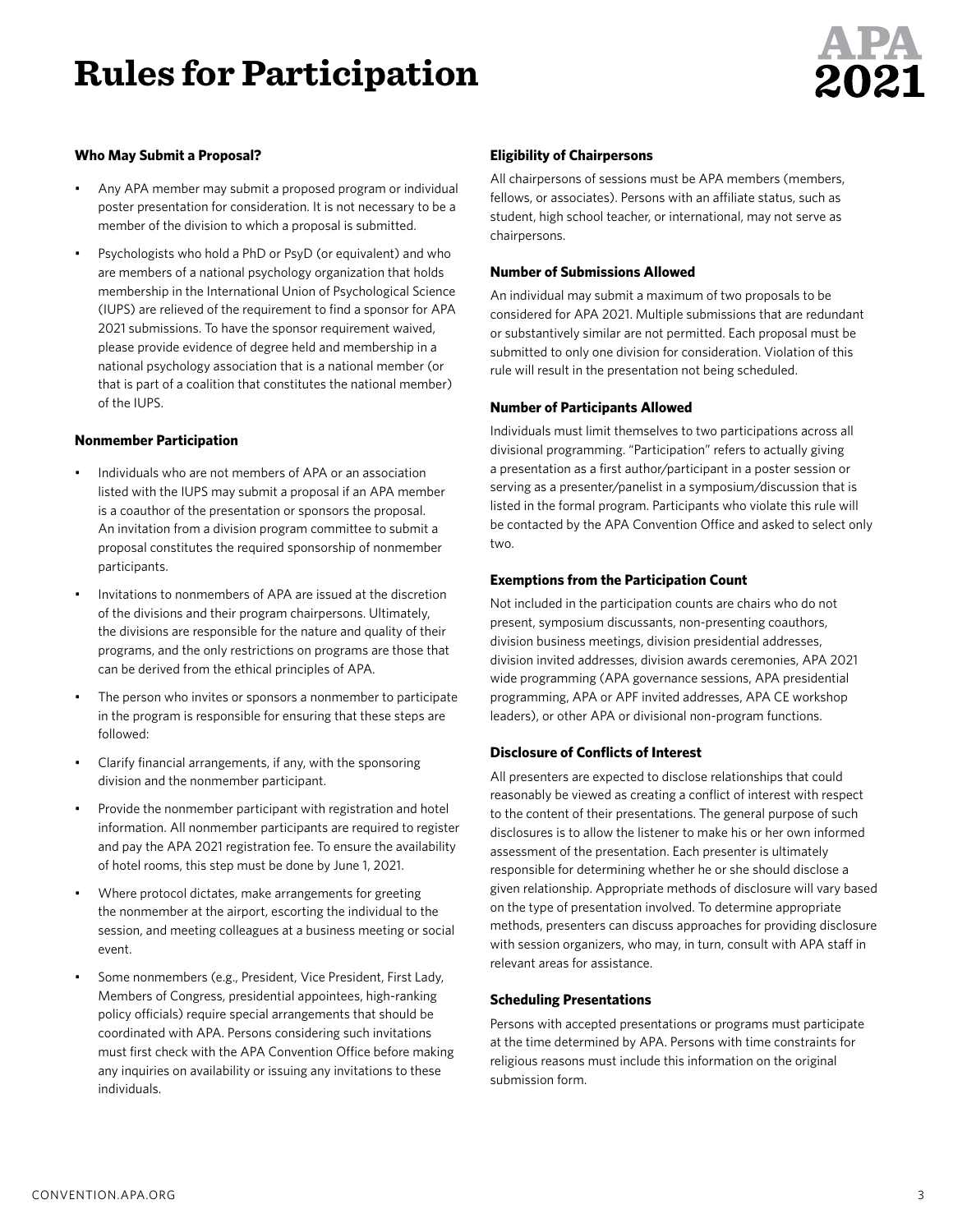# Rules for Participation

### Who May Submit a Proposal?

- Any APA member may submit a proposed program or individual poster presentation for consideration. It is not necessary to be a member of the division to which a proposal is submitted.
- Psychologists who hold a PhD or PsyD (or equivalent) and who are members of a national psychology organization that holds membership in the International Union of Psychological Science (IUPS) are relieved of the requirement to find a sponsor for APA 2021 submissions. To have the sponsor requirement waived, please provide evidence of degree held and membership in a national psychology association that is a national member (or that is part of a coalition that constitutes the national member) of the IUPS.

### Nonmember Participation

- Individuals who are not members of APA or an association listed with the IUPS may submit a proposal if an APA member is a coauthor of the presentation or sponsors the proposal. An invitation from a division program committee to submit a proposal constitutes the required sponsorship of nonmember participants.
- Invitations to nonmembers of APA are issued at the discretion of the divisions and their program chairpersons. Ultimately, the divisions are responsible for the nature and quality of their programs, and the only restrictions on programs are those that can be derived from the ethical principles of APA.
- The person who invites or sponsors a nonmember to participate in the program is responsible for ensuring that these steps are followed:
- Clarify financial arrangements, if any, with the sponsoring division and the nonmember participant.
- Provide the nonmember participant with registration and hotel information. All nonmember participants are required to register and pay the APA 2021 registration fee. To ensure the availability of hotel rooms, this step must be done by June 1, 2021.
- Where protocol dictates, make arrangements for greeting the nonmember at the airport, escorting the individual to the session, and meeting colleagues at a business meeting or social event.
- Some nonmembers (e.g., President, Vice President, First Lady, Members of Congress, presidential appointees, high-ranking policy officials) require special arrangements that should be coordinated with APA. Persons considering such invitations must first check with the APA Convention Office before making any inquiries on availability or issuing any invitations to these individuals.

### Eligibility of Chairpersons

All chairpersons of sessions must be APA members (members, fellows, or associates). Persons with an affiliate status, such as student, high school teacher, or international, may not serve as chairpersons.

### Number of Submissions Allowed

An individual may submit a maximum of two proposals to be considered for APA 2021. Multiple submissions that are redundant or substantively similar are not permitted. Each proposal must be submitted to only one division for consideration. Violation of this rule will result in the presentation not being scheduled.

### Number of Participants Allowed

Individuals must limit themselves to two participations across all divisional programming. "Participation" refers to actually giving a presentation as a first author/participant in a poster session or serving as a presenter/panelist in a symposium/discussion that is listed in the formal program. Participants who violate this rule will be contacted by the APA Convention Office and asked to select only two.

### Exemptions from the Participation Count

Not included in the participation counts are chairs who do not present, symposium discussants, non-presenting coauthors, division business meetings, division presidential addresses, division invited addresses, division awards ceremonies, APA 2021 wide programming (APA governance sessions, APA presidential programming, APA or APF invited addresses, APA CE workshop leaders), or other APA or divisional non-program functions.

### Disclosure of Conflicts of Interest

All presenters are expected to disclose relationships that could reasonably be viewed as creating a conflict of interest with respect to the content of their presentations. The general purpose of such disclosures is to allow the listener to make his or her own informed assessment of the presentation. Each presenter is ultimately responsible for determining whether he or she should disclose a given relationship. Appropriate methods of disclosure will vary based on the type of presentation involved. To determine appropriate methods, presenters can discuss approaches for providing disclosure with session organizers, who may, in turn, consult with APA staff in relevant areas for assistance.

### Scheduling Presentations

Persons with accepted presentations or programs must participate at the time determined by APA. Persons with time constraints for religious reasons must include this information on the original submission form.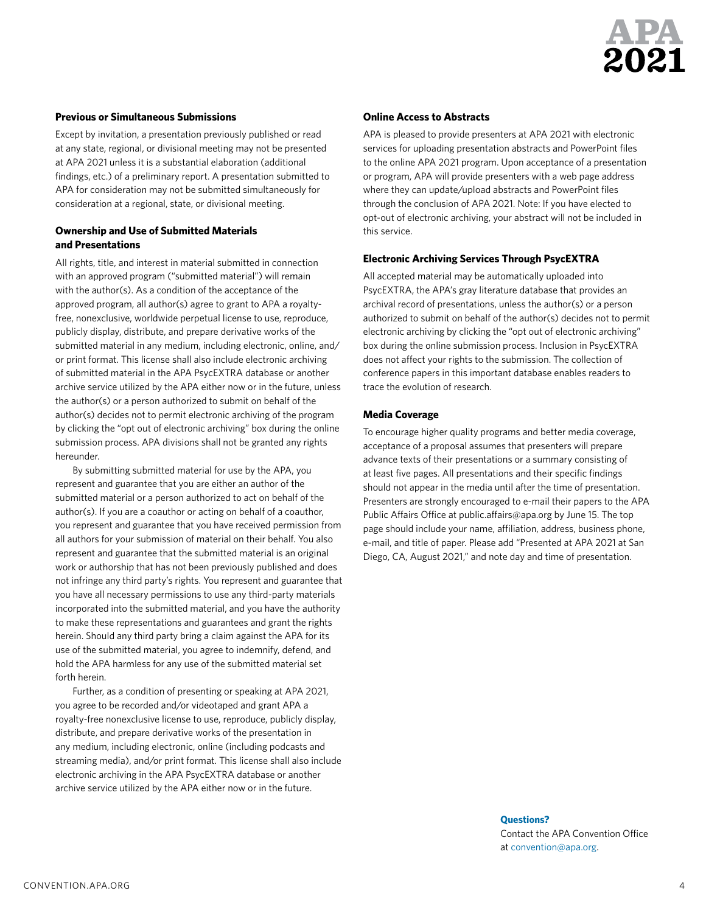### Previous or Simultaneous Submissions

Except by invitation, a presentation previously published or read at any state, regional, or divisional meeting may not be presented at APA 2021 unless it is a substantial elaboration (additional findings, etc.) of a preliminary report. A presentation submitted to APA for consideration may not be submitted simultaneously for consideration at a regional, state, or divisional meeting.

### Ownership and Use of Submitted Materials and Presentations

All rights, title, and interest in material submitted in connection with an approved program ("submitted material") will remain with the author(s). As a condition of the acceptance of the approved program, all author(s) agree to grant to APA a royalty-free, nonexclusive, worldwide perpetual license to use, reproduce, publicly display, distribute, and prepare derivative works of the submitted material in any medium, including electronic, online, and/or print format. This license shall also include electronic archiving of submitted material in the APA PsycEXTRA database or another archive service utilized by the APA either now or in the future, unless the author(s) or a person authorized to submit on behalf of the author(s) decides not to permit electronic archiving of the program by clicking the "opt out of electronic archiving" box during the online submission process. APA divisions shall not be granted any rights hereunder.

By submitting submitted material for use by the APA, you represent and guarantee that you are either an author of the submitted material or a person authorized to act on behalf of the author(s). If you are a coauthor or acting on behalf of a coauthor, you represent and guarantee that you have received permission from all authors for your submission of material on their behalf. You also represent and guarantee that the submitted material is an original work or authorship that has not been previously published and does not infringe any third party's rights. You represent and guarantee that you have all necessary permissions to use any third-party materials incorporated into the submitted material, and you have the authority to make these representations and guarantees and grant the rights herein. Should any third party bring a claim against the APA for its use of the submitted material, you agree to indemnify, defend, and hold the APA harmless for any use of the submitted material set forth herein.

Further, as a condition of presenting or speaking at APA 2021, you agree to be recorded and/or videotaped and grant APA a royalty-free nonexclusive license to use, reproduce, publicly display, distribute, and prepare derivative works of the presentation in any medium, including electronic, online (including podcasts and streaming media), and/or print format. This license shall also include electronic archiving in the APA PsycEXTRA database or another archive service utilized by the APA either now or in the future.

### Online Access to Abstracts

APA is pleased to provide presenters at APA 2021 with electronic services for uploading presentation abstracts and PowerPoint files to the online APA 2021 program. Upon acceptance of a presentation or program, APA will provide presenters with a web page address where they can update/upload abstracts and PowerPoint files through the conclusion of APA 2021. Note: If you have elected to opt-out of electronic archiving, your abstract will not be included in this service.

### Electronic Archiving Services Through PsycEXTRA

All accepted material may be automatically uploaded into PsycEXTRA, the APA's gray literature database that provides an archival record of presentations, unless the author(s) or a person authorized to submit on behalf of the author(s) decides not to permit electronic archiving by clicking the "opt out of electronic archiving" box during the online submission process. Inclusion in PsycEXTRA does not affect your rights to the submission. The collection of conference papers in this important database enables readers to trace the evolution of research.

### Media Coverage

To encourage higher quality programs and better media coverage, acceptance of a proposal assumes that presenters will prepare advance texts of their presentations or a summary consisting of at least five pages. All presentations and their specific findings should not appear in the media until after the time of presentation. Presenters are strongly encouraged to e-mail their papers to the APA Public Affairs Office at public.affairs@apa.org by June 15. The top page should include your name, affiliation, address, business phone, e-mail, and title of paper. Please add "Presented at APA 2021 at San Diego, CA, August 2021," and note day and time of presentation.

**Questions?**
Contact the APA Convention Office at convention@apa.org.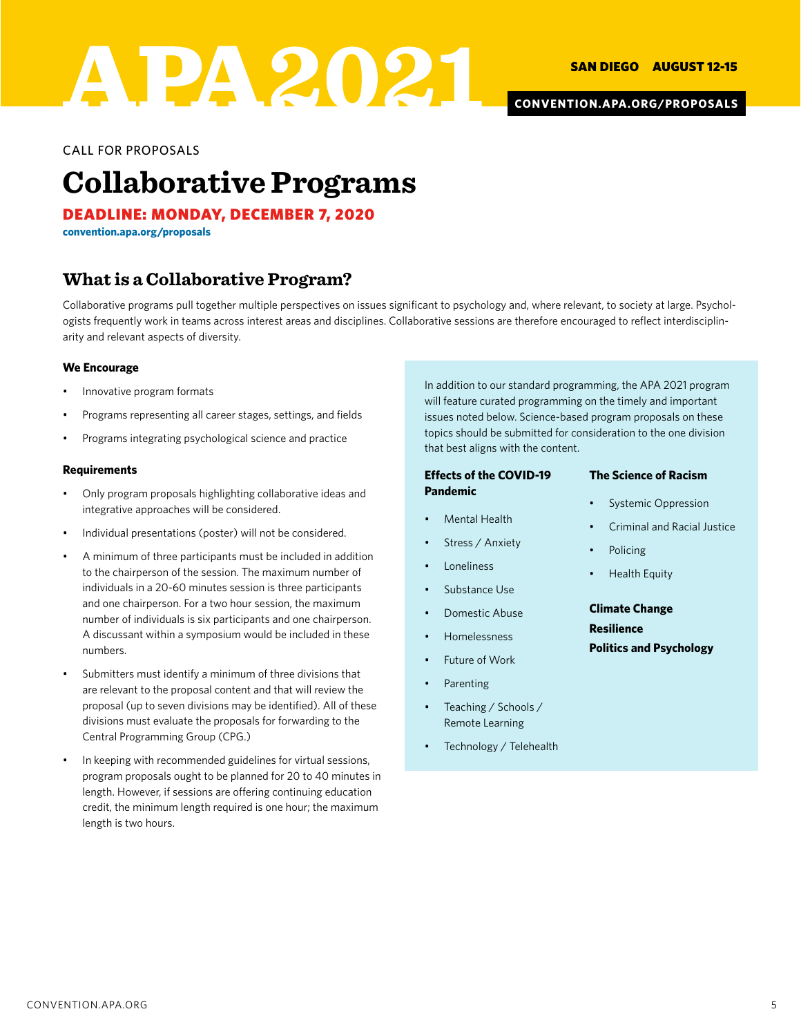# APA 2021

**SAN DIEGO AUGUST 12-15**

**CONVENTION.APA.ORG/PROPOSALS**

CALL FOR PROPOSALS

# Collaborative Programs

**DEADLINE: MONDAY, DECEMBER 7, 2020**

**convention.apa.org/proposals**

## What is a Collaborative Program?

Collaborative programs pull together multiple perspectives on issues significant to psychology and, where relevant, to society at large. Psychologists frequently work in teams across interest areas and disciplines. Collaborative sessions are therefore encouraged to reflect interdisciplinarity and relevant aspects of diversity.

**We Encourage**

- Innovative program formats
- Programs representing all career stages, settings, and fields
- Programs integrating psychological science and practice

**Requirements**

- Only program proposals highlighting collaborative ideas and integrative approaches will be considered.
- Individual presentations (poster) will not be considered.
- A minimum of three participants must be included in addition to the chairperson of the session. The maximum number of individuals in a 20-60 minutes session is three participants and one chairperson. For a two hour session, the maximum number of individuals is six participants and one chairperson. A discussant within a symposium would be included in these numbers.
- Submitters must identify a minimum of three divisions that are relevant to the proposal content and that will review the proposal (up to seven divisions may be identified). All of these divisions must evaluate the proposals for forwarding to the Central Programming Group (CPG.)
- In keeping with recommended guidelines for virtual sessions, program proposals ought to be planned for 20 to 40 minutes in length. However, if sessions are offering continuing education credit, the minimum length required is one hour; the maximum length is two hours.

In addition to our standard programming, the APA 2021 program will feature curated programming on the timely and important issues noted below. Science-based program proposals on these topics should be submitted for consideration to the one division that best aligns with the content.

**Effects of the COVID-19 Pandemic**

- Mental Health
- Stress / Anxiety
- Loneliness
- Substance Use
- Domestic Abuse
- Homelessness
- Future of Work
- Parenting
- Teaching / Schools / Remote Learning
- Technology / Telehealth

**The Science of Racism**

- Systemic Oppression
- Criminal and Racial Justice
- Policing
- Health Equity

**Climate Change**

**Resilience**

**Politics and Psychology**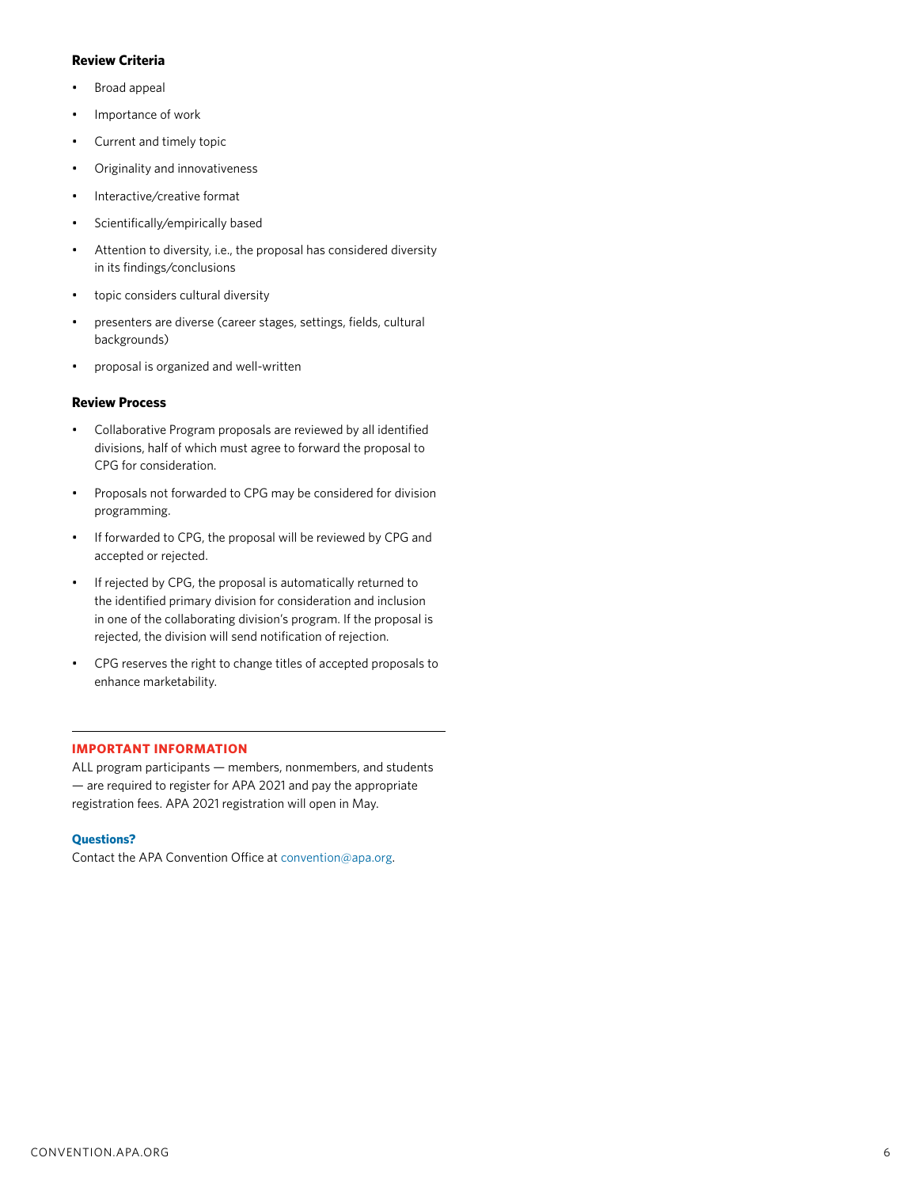### Review Criteria

- Broad appeal
- Importance of work
- Current and timely topic
- Originality and innovativeness
- Interactive/creative format
- Scientifically/empirically based
- Attention to diversity, i.e., the proposal has considered diversity in its findings/conclusions
- topic considers cultural diversity
- presenters are diverse (career stages, settings, fields, cultural backgrounds)
- proposal is organized and well-written

### Review Process

- Collaborative Program proposals are reviewed by all identified divisions, half of which must agree to forward the proposal to CPG for consideration.
- Proposals not forwarded to CPG may be considered for division programming.
- If forwarded to CPG, the proposal will be reviewed by CPG and accepted or rejected.
- If rejected by CPG, the proposal is automatically returned to the identified primary division for consideration and inclusion in one of the collaborating division's program. If the proposal is rejected, the division will send notification of rejection.
- CPG reserves the right to change titles of accepted proposals to enhance marketability.

---

**IMPORTANT INFORMATION**

ALL program participants — members, nonmembers, and students — are required to register for APA 2021 and pay the appropriate registration fees. APA 2021 registration will open in May.

**Questions?**

Contact the APA Convention Office at convention@apa.org.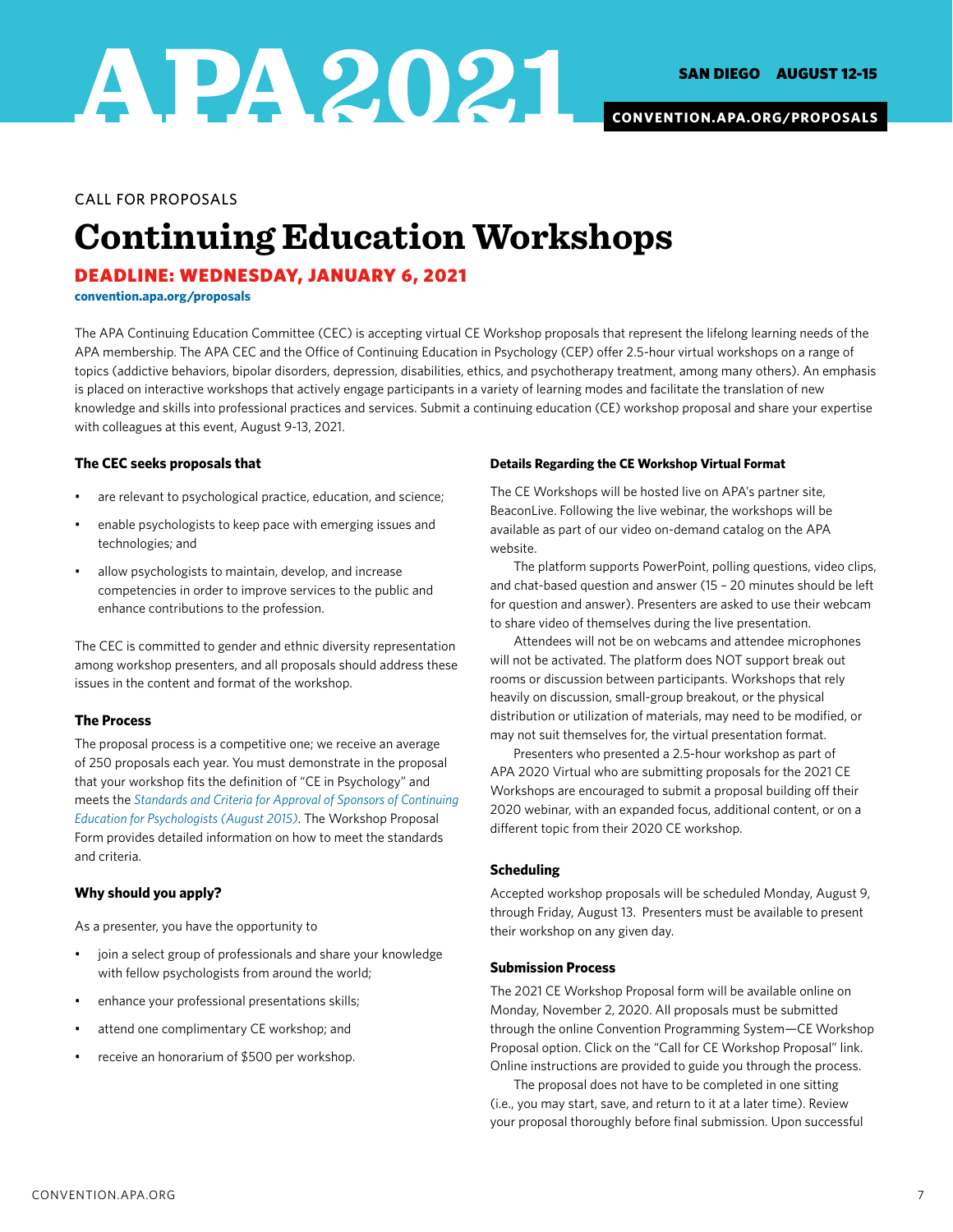CALL FOR PROPOSALS

# Continuing Education Workshops

## DEADLINE: WEDNESDAY, JANUARY 6, 2021

**convention.apa.org/proposals**

The APA Continuing Education Committee (CEC) is accepting virtual CE Workshop proposals that represent the lifelong learning needs of the APA membership. The APA CEC and the Office of Continuing Education in Psychology (CEP) offer 2.5-hour virtual workshops on a range of topics (addictive behaviors, bipolar disorders, depression, disabilities, ethics, and psychotherapy treatment, among many others). An emphasis is placed on interactive workshops that actively engage participants in a variety of learning modes and facilitate the translation of new knowledge and skills into professional practices and services. Submit a continuing education (CE) workshop proposal and share your expertise with colleagues at this event, August 9-13, 2021.

### The CEC seeks proposals that

- are relevant to psychological practice, education, and science;
- enable psychologists to keep pace with emerging issues and technologies; and
- allow psychologists to maintain, develop, and increase competencies in order to improve services to the public and enhance contributions to the profession.

The CEC is committed to gender and ethnic diversity representation among workshop presenters, and all proposals should address these issues in the content and format of the workshop.

### The Process

The proposal process is a competitive one; we receive an average of 250 proposals each year. You must demonstrate in the proposal that your workshop fits the definition of "CE in Psychology" and meets the *Standards and Criteria for Approval of Sponsors of Continuing Education for Psychologists (August 2015)*. The Workshop Proposal Form provides detailed information on how to meet the standards and criteria.

### Why should you apply?

As a presenter, you have the opportunity to

- join a select group of professionals and share your knowledge with fellow psychologists from around the world;
- enhance your professional presentations skills;
- attend one complimentary CE workshop; and
- receive an honorarium of $500 per workshop.

### Details Regarding the CE Workshop Virtual Format

The CE Workshops will be hosted live on APA's partner site, BeaconLive. Following the live webinar, the workshops will be available as part of our video on-demand catalog on the APA website.

The platform supports PowerPoint, polling questions, video clips, and chat-based question and answer (15 – 20 minutes should be left for question and answer). Presenters are asked to use their webcam to share video of themselves during the live presentation.

Attendees will not be on webcams and attendee microphones will not be activated. The platform does NOT support break out rooms or discussion between participants. Workshops that rely heavily on discussion, small-group breakout, or the physical distribution or utilization of materials, may need to be modified, or may not suit themselves for, the virtual presentation format.

Presenters who presented a 2.5-hour workshop as part of APA 2020 Virtual who are submitting proposals for the 2021 CE Workshops are encouraged to submit a proposal building off their 2020 webinar, with an expanded focus, additional content, or on a different topic from their 2020 CE workshop.

### Scheduling

Accepted workshop proposals will be scheduled Monday, August 9, through Friday, August 13. Presenters must be available to present their workshop on any given day.

### Submission Process

The 2021 CE Workshop Proposal form will be available online on Monday, November 2, 2020. All proposals must be submitted through the online Convention Programming System—CE Workshop Proposal option. Click on the "Call for CE Workshop Proposal" link. Online instructions are provided to guide you through the process.

The proposal does not have to be completed in one sitting (i.e., you may start, save, and return to it at a later time). Review your proposal thoroughly before final submission. Upon successful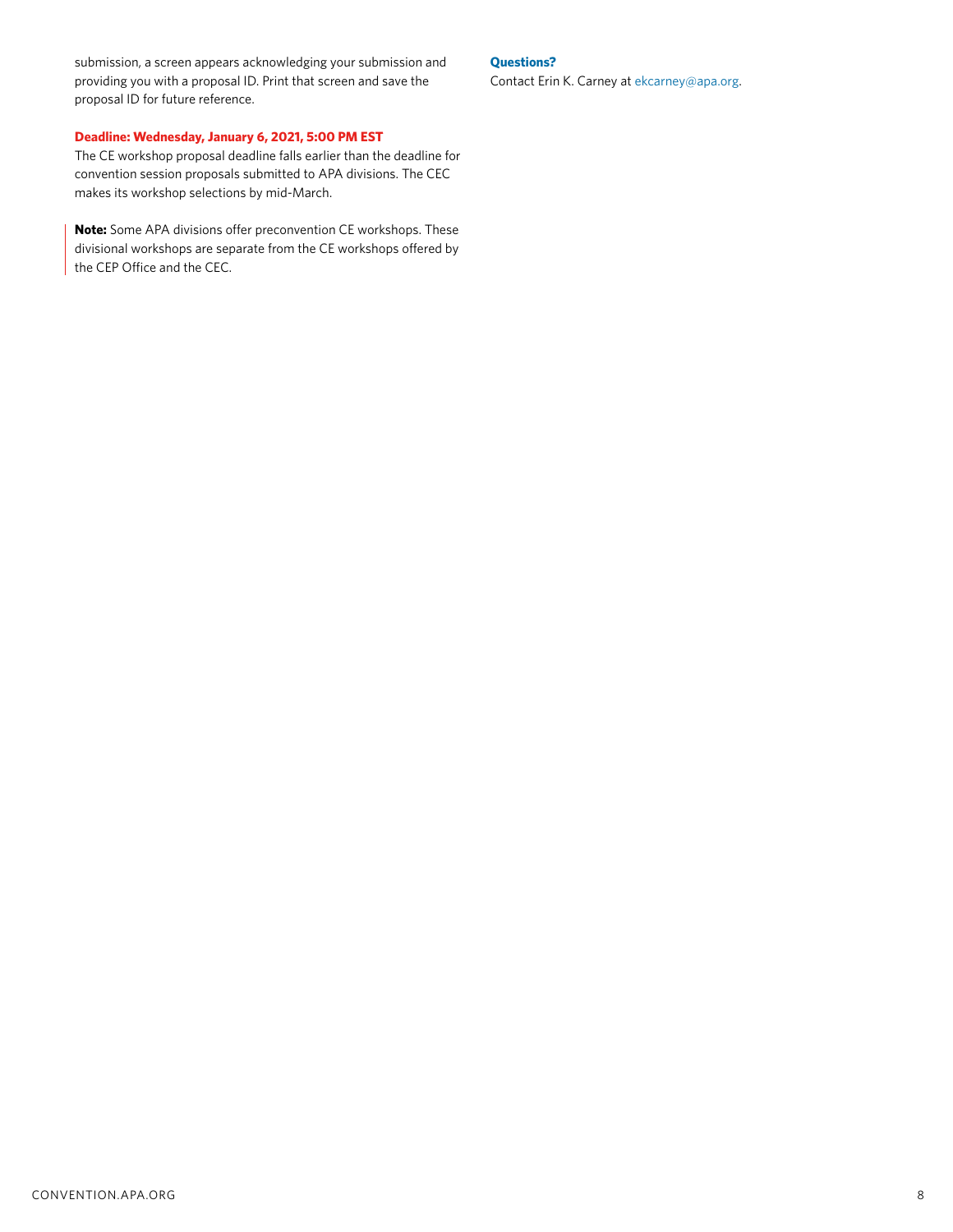submission, a screen appears acknowledging your submission and providing you with a proposal ID. Print that screen and save the proposal ID for future reference.

**Deadline: Wednesday, January 6, 2021, 5:00 PM EST**

The CE workshop proposal deadline falls earlier than the deadline for convention session proposals submitted to APA divisions. The CEC makes its workshop selections by mid-March.

**Note:** Some APA divisions offer preconvention CE workshops. These divisional workshops are separate from the CE workshops offered by the CEP Office and the CEC.

**Questions?**

Contact Erin K. Carney at ekcarney@apa.org.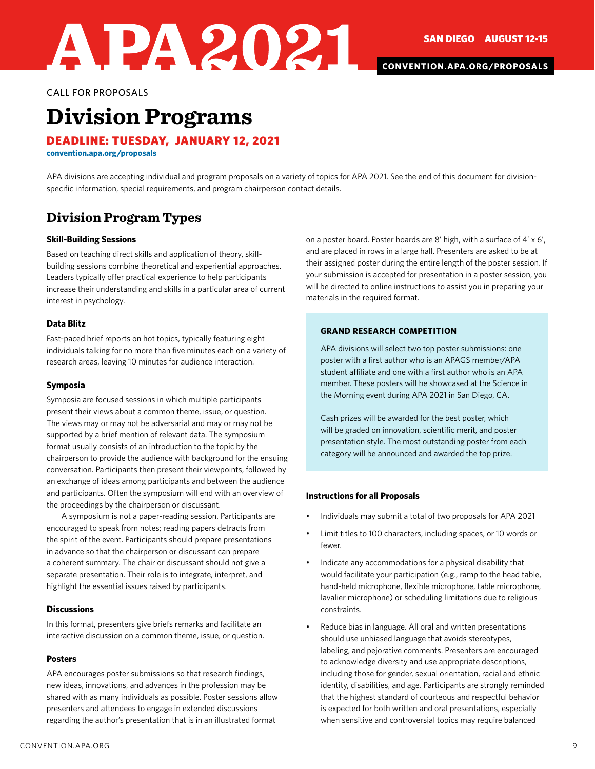# APA 2021

SAN DIEGO AUGUST 12-15

CONVENTION.APA.ORG/PROPOSALS

CALL FOR PROPOSALS

# Division Programs

**DEADLINE: TUESDAY, JANUARY 12, 2021**

**convention.apa.org/proposals**

APA divisions are accepting individual and program proposals on a variety of topics for APA 2021. See the end of this document for division-specific information, special requirements, and program chairperson contact details.

## Division Program Types

### Skill-Building Sessions

Based on teaching direct skills and application of theory, skill-building sessions combine theoretical and experiential approaches. Leaders typically offer practical experience to help participants increase their understanding and skills in a particular area of current interest in psychology.

### Data Blitz

Fast-paced brief reports on hot topics, typically featuring eight individuals talking for no more than five minutes each on a variety of research areas, leaving 10 minutes for audience interaction.

### Symposia

Symposia are focused sessions in which multiple participants present their views about a common theme, issue, or question. The views may or may not be adversarial and may or may not be supported by a brief mention of relevant data. The symposium format usually consists of an introduction to the topic by the chairperson to provide the audience with background for the ensuing conversation. Participants then present their viewpoints, followed by an exchange of ideas among participants and between the audience and participants. Often the symposium will end with an overview of the proceedings by the chairperson or discussant.

A symposium is not a paper-reading session. Participants are encouraged to speak from notes; reading papers detracts from the spirit of the event. Participants should prepare presentations in advance so that the chairperson or discussant can prepare a coherent summary. The chair or discussant should not give a separate presentation. Their role is to integrate, interpret, and highlight the essential issues raised by participants.

### Discussions

In this format, presenters give briefs remarks and facilitate an interactive discussion on a common theme, issue, or question.

### Posters

APA encourages poster submissions so that research findings, new ideas, innovations, and advances in the profession may be shared with as many individuals as possible. Poster sessions allow presenters and attendees to engage in extended discussions regarding the author's presentation that is in an illustrated format on a poster board. Poster boards are 8′ high, with a surface of 4′ x 6′, and are placed in rows in a large hall. Presenters are asked to be at their assigned poster during the entire length of the poster session. If your submission is accepted for presentation in a poster session, you will be directed to online instructions to assist you in preparing your materials in the required format.

**GRAND RESEARCH COMPETITION**

APA divisions will select two top poster submissions: one poster with a first author who is an APAGS member/APA student affiliate and one with a first author who is an APA member. These posters will be showcased at the Science in the Morning event during APA 2021 in San Diego, CA.

Cash prizes will be awarded for the best poster, which will be graded on innovation, scientific merit, and poster presentation style. The most outstanding poster from each category will be announced and awarded the top prize.

### Instructions for all Proposals

- Individuals may submit a total of two proposals for APA 2021
- Limit titles to 100 characters, including spaces, or 10 words or fewer.
- Indicate any accommodations for a physical disability that would facilitate your participation (e.g., ramp to the head table, hand-held microphone, flexible microphone, table microphone, lavalier microphone) or scheduling limitations due to religious constraints.
- Reduce bias in language. All oral and written presentations should use unbiased language that avoids stereotypes, labeling, and pejorative comments. Presenters are encouraged to acknowledge diversity and use appropriate descriptions, including those for gender, sexual orientation, racial and ethnic identity, disabilities, and age. Participants are strongly reminded that the highest standard of courteous and respectful behavior is expected for both written and oral presentations, especially when sensitive and controversial topics may require balanced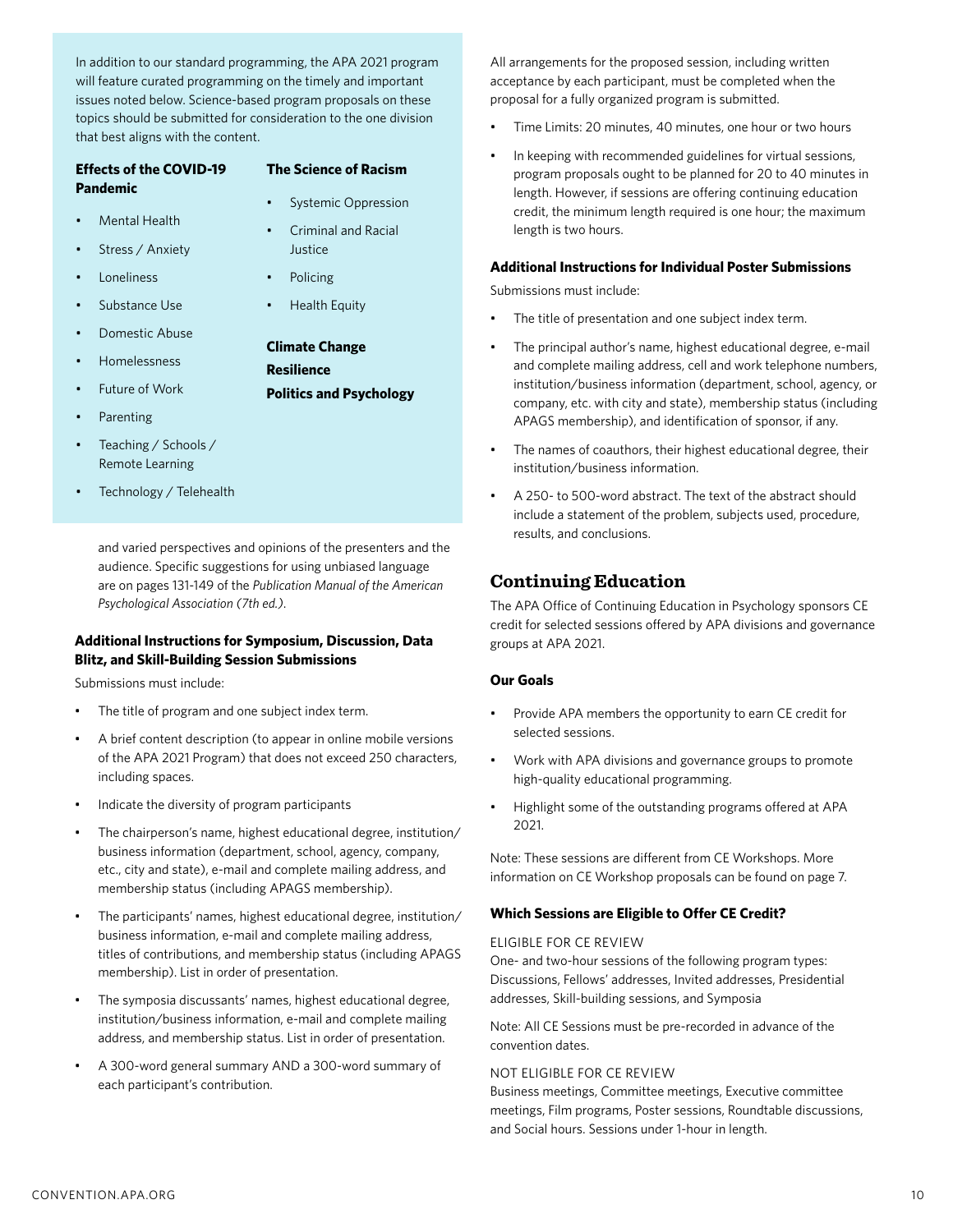In addition to our standard programming, the APA 2021 program will feature curated programming on the timely and important issues noted below. Science-based program proposals on these topics should be submitted for consideration to the one division that best aligns with the content.

**Effects of the COVID-19 Pandemic**

- Mental Health
- Stress / Anxiety
- Loneliness
- Substance Use
- Domestic Abuse
- Homelessness
- Future of Work
- Parenting
- Teaching / Schools / Remote Learning
- Technology / Telehealth

**The Science of Racism**

- Systemic Oppression
- Criminal and Racial Justice
- Policing
- Health Equity

**Climate Change**

**Resilience**

**Politics and Psychology**

and varied perspectives and opinions of the presenters and the audience. Specific suggestions for using unbiased language are on pages 131-149 of the *Publication Manual of the American Psychological Association (7th ed.)*.

### Additional Instructions for Symposium, Discussion, Data Blitz, and Skill-Building Session Submissions

Submissions must include:

- The title of program and one subject index term.
- A brief content description (to appear in online mobile versions of the APA 2021 Program) that does not exceed 250 characters, including spaces.
- Indicate the diversity of program participants
- The chairperson's name, highest educational degree, institution/business information (department, school, agency, company, etc., city and state), e-mail and complete mailing address, and membership status (including APAGS membership).
- The participants' names, highest educational degree, institution/business information, e-mail and complete mailing address, titles of contributions, and membership status (including APAGS membership). List in order of presentation.
- The symposia discussants' names, highest educational degree, institution/business information, e-mail and complete mailing address, and membership status. List in order of presentation.
- A 300-word general summary AND a 300-word summary of each participant's contribution.

All arrangements for the proposed session, including written acceptance by each participant, must be completed when the proposal for a fully organized program is submitted.

- Time Limits: 20 minutes, 40 minutes, one hour or two hours
- In keeping with recommended guidelines for virtual sessions, program proposals ought to be planned for 20 to 40 minutes in length. However, if sessions are offering continuing education credit, the minimum length required is one hour; the maximum length is two hours.

### Additional Instructions for Individual Poster Submissions

Submissions must include:

- The title of presentation and one subject index term.
- The principal author's name, highest educational degree, e-mail and complete mailing address, cell and work telephone numbers, institution/business information (department, school, agency, or company, etc. with city and state), membership status (including APAGS membership), and identification of sponsor, if any.
- The names of coauthors, their highest educational degree, their institution/business information.
- A 250- to 500-word abstract. The text of the abstract should include a statement of the problem, subjects used, procedure, results, and conclusions.

## Continuing Education

The APA Office of Continuing Education in Psychology sponsors CE credit for selected sessions offered by APA divisions and governance groups at APA 2021.

### Our Goals

- Provide APA members the opportunity to earn CE credit for selected sessions.
- Work with APA divisions and governance groups to promote high-quality educational programming.
- Highlight some of the outstanding programs offered at APA 2021.

Note: These sessions are different from CE Workshops. More information on CE Workshop proposals can be found on page 7.

### Which Sessions are Eligible to Offer CE Credit?

ELIGIBLE FOR CE REVIEW

One- and two-hour sessions of the following program types: Discussions, Fellows' addresses, Invited addresses, Presidential addresses, Skill-building sessions, and Symposia

Note: All CE Sessions must be pre-recorded in advance of the convention dates.

NOT ELIGIBLE FOR CE REVIEW

Business meetings, Committee meetings, Executive committee meetings, Film programs, Poster sessions, Roundtable discussions, and Social hours. Sessions under 1-hour in length.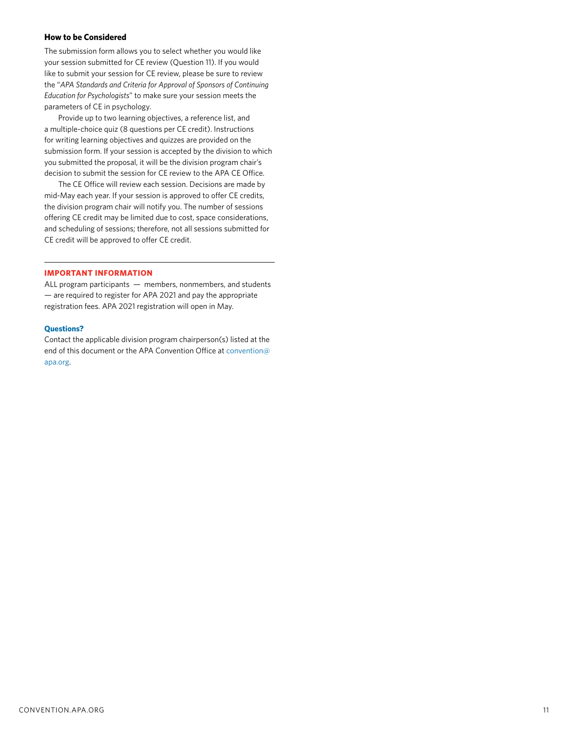### How to be Considered

The submission form allows you to select whether you would like your session submitted for CE review (Question 11). If you would like to submit your session for CE review, please be sure to review the "*APA Standards and Criteria for Approval of Sponsors of Continuing Education for Psychologists*" to make sure your session meets the parameters of CE in psychology.

Provide up to two learning objectives, a reference list, and a multiple-choice quiz (8 questions per CE credit). Instructions for writing learning objectives and quizzes are provided on the submission form. If your session is accepted by the division to which you submitted the proposal, it will be the division program chair's decision to submit the session for CE review to the APA CE Office.

The CE Office will review each session. Decisions are made by mid-May each year. If your session is approved to offer CE credits, the division program chair will notify you. The number of sessions offering CE credit may be limited due to cost, space considerations, and scheduling of sessions; therefore, not all sessions submitted for CE credit will be approved to offer CE credit.

---

### IMPORTANT INFORMATION

ALL program participants — members, nonmembers, and students — are required to register for APA 2021 and pay the appropriate registration fees. APA 2021 registration will open in May.

### Questions?

Contact the applicable division program chairperson(s) listed at the end of this document or the APA Convention Office at convention@apa.org.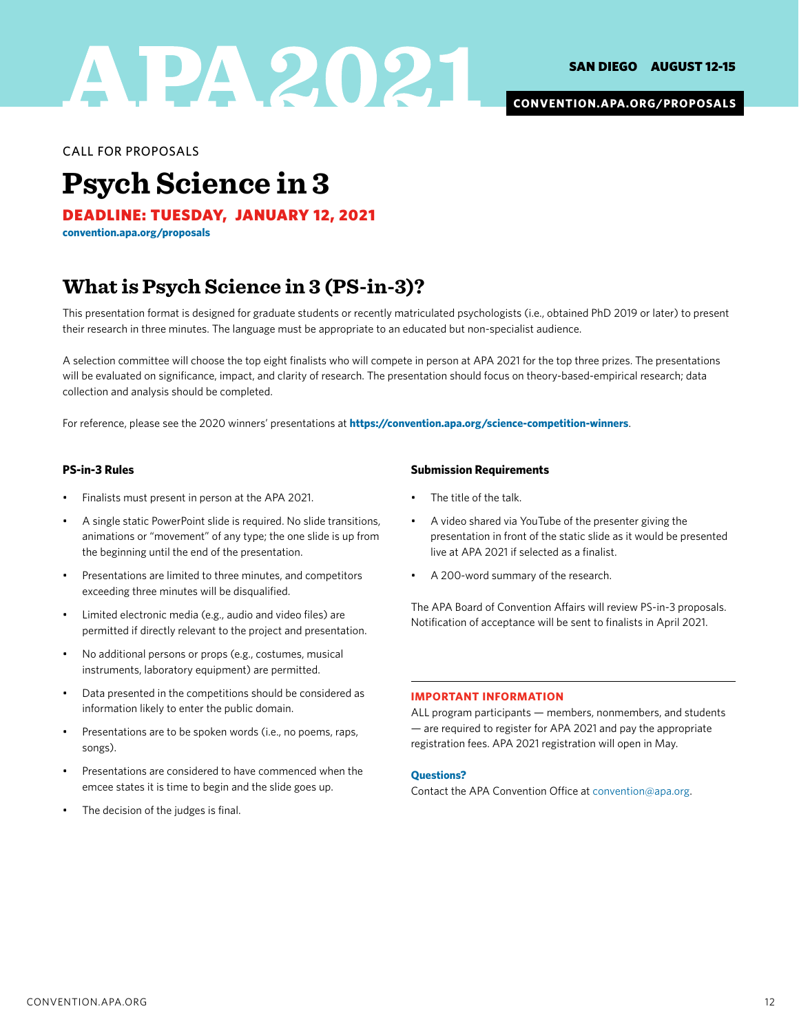# APA 2021

SAN DIEGO AUGUST 12-15

CONVENTION.APA.ORG/PROPOSALS

CALL FOR PROPOSALS

## Psych Science in 3

**DEADLINE: TUESDAY, JANUARY 12, 2021**

**convention.apa.org/proposals**

## What is Psych Science in 3 (PS-in-3)?

This presentation format is designed for graduate students or recently matriculated psychologists (i.e., obtained PhD 2019 or later) to present their research in three minutes. The language must be appropriate to an educated but non-specialist audience.

A selection committee will choose the top eight finalists who will compete in person at APA 2021 for the top three prizes. The presentations will be evaluated on significance, impact, and clarity of research. The presentation should focus on theory-based-empirical research; data collection and analysis should be completed.

For reference, please see the 2020 winners' presentations at **https://convention.apa.org/science-competition-winners**.

### PS-in-3 Rules

- Finalists must present in person at the APA 2021.
- A single static PowerPoint slide is required. No slide transitions, animations or "movement" of any type; the one slide is up from the beginning until the end of the presentation.
- Presentations are limited to three minutes, and competitors exceeding three minutes will be disqualified.
- Limited electronic media (e.g., audio and video files) are permitted if directly relevant to the project and presentation.
- No additional persons or props (e.g., costumes, musical instruments, laboratory equipment) are permitted.
- Data presented in the competitions should be considered as information likely to enter the public domain.
- Presentations are to be spoken words (i.e., no poems, raps, songs).
- Presentations are considered to have commenced when the emcee states it is time to begin and the slide goes up.
- The decision of the judges is final.

### Submission Requirements

- The title of the talk.
- A video shared via YouTube of the presenter giving the presentation in front of the static slide as it would be presented live at APA 2021 if selected as a finalist.
- A 200-word summary of the research.

The APA Board of Convention Affairs will review PS-in-3 proposals. Notification of acceptance will be sent to finalists in April 2021.

**IMPORTANT INFORMATION**

ALL program participants — members, nonmembers, and students — are required to register for APA 2021 and pay the appropriate registration fees. APA 2021 registration will open in May.

**Questions?**

Contact the APA Convention Office at convention@apa.org.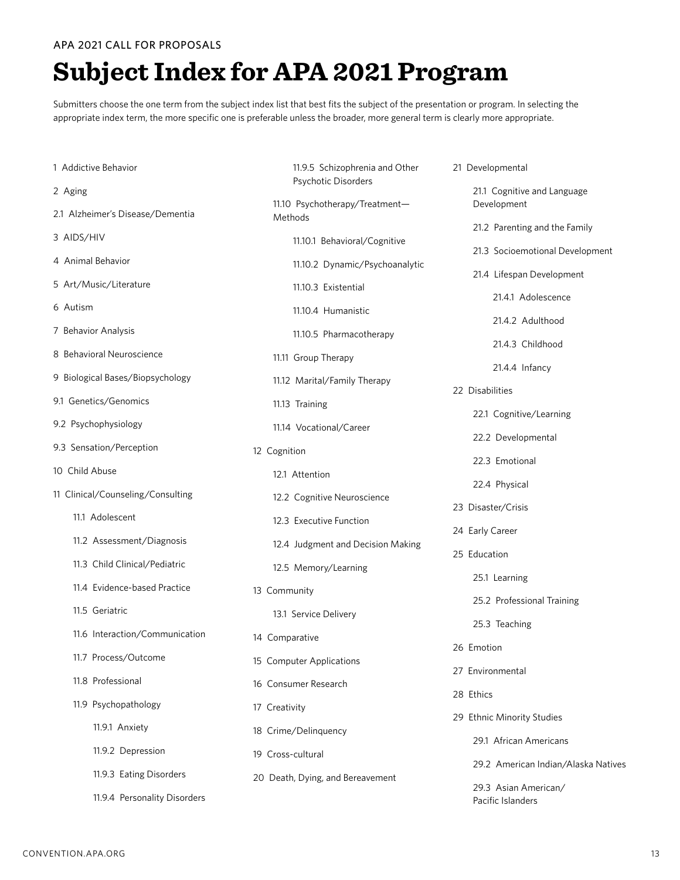APA 2021 CALL FOR PROPOSALS

# Subject Index for APA 2021 Program

Submitters choose the one term from the subject index list that best fits the subject of the presentation or program. In selecting the appropriate index term, the more specific one is preferable unless the broader, more general term is clearly more appropriate.

1 Addictive Behavior

2 Aging

2.1 Alzheimer's Disease/Dementia

3 AIDS/HIV

4 Animal Behavior

5 Art/Music/Literature

6 Autism

7 Behavior Analysis

8 Behavioral Neuroscience

9 Biological Bases/Biopsychology

9.1 Genetics/Genomics

9.2 Psychophysiology

9.3 Sensation/Perception

10 Child Abuse

11 Clinical/Counseling/Consulting

- 11.1 Adolescent
- 11.2 Assessment/Diagnosis
- 11.3 Child Clinical/Pediatric
- 11.4 Evidence-based Practice
- 11.5 Geriatric
- 11.6 Interaction/Communication
- 11.7 Process/Outcome
- 11.8 Professional
- 11.9 Psychopathology
  - 11.9.1 Anxiety
  - 11.9.2 Depression
  - 11.9.3 Eating Disorders
  - 11.9.4 Personality Disorders
  - 11.9.5 Schizophrenia and Other Psychotic Disorders
- 11.10 Psychotherapy/Treatment—Methods
  - 11.10.1 Behavioral/Cognitive
  - 11.10.2 Dynamic/Psychoanalytic
  - 11.10.3 Existential
  - 11.10.4 Humanistic
  - 11.10.5 Pharmacotherapy
- 11.11 Group Therapy
- 11.12 Marital/Family Therapy
- 11.13 Training
- 11.14 Vocational/Career

12 Cognition

- 12.1 Attention
- 12.2 Cognitive Neuroscience
- 12.3 Executive Function
- 12.4 Judgment and Decision Making
- 12.5 Memory/Learning

13 Community

- 13.1 Service Delivery

14 Comparative

15 Computer Applications

16 Consumer Research

17 Creativity

18 Crime/Delinquency

19 Cross-cultural

20 Death, Dying, and Bereavement

21 Developmental

- 21.1 Cognitive and Language Development
- 21.2 Parenting and the Family
- 21.3 Socioemotional Development
- 21.4 Lifespan Development
  - 21.4.1 Adolescence
  - 21.4.2 Adulthood
  - 21.4.3 Childhood
  - 21.4.4 Infancy

22 Disabilities

- 22.1 Cognitive/Learning
- 22.2 Developmental
- 22.3 Emotional
- 22.4 Physical

23 Disaster/Crisis

24 Early Career

25 Education

- 25.1 Learning
- 25.2 Professional Training
- 25.3 Teaching

26 Emotion

27 Environmental

28 Ethics

29 Ethnic Minority Studies

- 29.1 African Americans
- 29.2 American Indian/Alaska Natives
- 29.3 Asian American/Pacific Islanders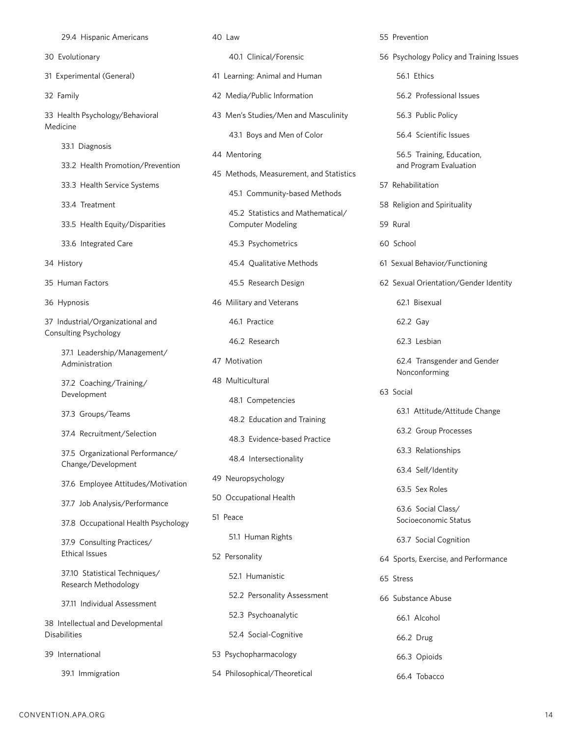- 29.4 Hispanic Americans

30 Evolutionary

31 Experimental (General)

32 Family

33 Health Psychology/Behavioral Medicine

- 33.1 Diagnosis
- 33.2 Health Promotion/Prevention
- 33.3 Health Service Systems
- 33.4 Treatment
- 33.5 Health Equity/Disparities
- 33.6 Integrated Care

34 History

35 Human Factors

36 Hypnosis

37 Industrial/Organizational and Consulting Psychology

- 37.1 Leadership/Management/Administration
- 37.2 Coaching/Training/Development
- 37.3 Groups/Teams
- 37.4 Recruitment/Selection
- 37.5 Organizational Performance/Change/Development
- 37.6 Employee Attitudes/Motivation
- 37.7 Job Analysis/Performance
- 37.8 Occupational Health Psychology
- 37.9 Consulting Practices/Ethical Issues
- 37.10 Statistical Techniques/Research Methodology
- 37.11 Individual Assessment

38 Intellectual and Developmental Disabilities

39 International

- 39.1 Immigration

40 Law

- 40.1 Clinical/Forensic

41 Learning: Animal and Human

42 Media/Public Information

43 Men's Studies/Men and Masculinity

- 43.1 Boys and Men of Color

44 Mentoring

45 Methods, Measurement, and Statistics

- 45.1 Community-based Methods
- 45.2 Statistics and Mathematical/Computer Modeling
- 45.3 Psychometrics
- 45.4 Qualitative Methods
- 45.5 Research Design

46 Military and Veterans

- 46.1 Practice
- 46.2 Research

47 Motivation

48 Multicultural

- 48.1 Competencies
- 48.2 Education and Training
- 48.3 Evidence-based Practice
- 48.4 Intersectionality

49 Neuropsychology

50 Occupational Health

51 Peace

- 51.1 Human Rights

52 Personality

- 52.1 Humanistic
- 52.2 Personality Assessment
- 52.3 Psychoanalytic
- 52.4 Social-Cognitive

53 Psychopharmacology

54 Philosophical/Theoretical

55 Prevention

56 Psychology Policy and Training Issues

- 56.1 Ethics
- 56.2 Professional Issues
- 56.3 Public Policy
- 56.4 Scientific Issues
- 56.5 Training, Education, and Program Evaluation

57 Rehabilitation

58 Religion and Spirituality

59 Rural

60 School

61 Sexual Behavior/Functioning

62 Sexual Orientation/Gender Identity

- 62.1 Bisexual
- 62.2 Gay
- 62.3 Lesbian
- 62.4 Transgender and Gender Nonconforming

63 Social

- 63.1 Attitude/Attitude Change
- 63.2 Group Processes
- 63.3 Relationships
- 63.4 Self/Identity
- 63.5 Sex Roles
- 63.6 Social Class/Socioeconomic Status
- 63.7 Social Cognition

64 Sports, Exercise, and Performance

65 Stress

66 Substance Abuse

- 66.1 Alcohol
- 66.2 Drug
- 66.3 Opioids
- 66.4 Tobacco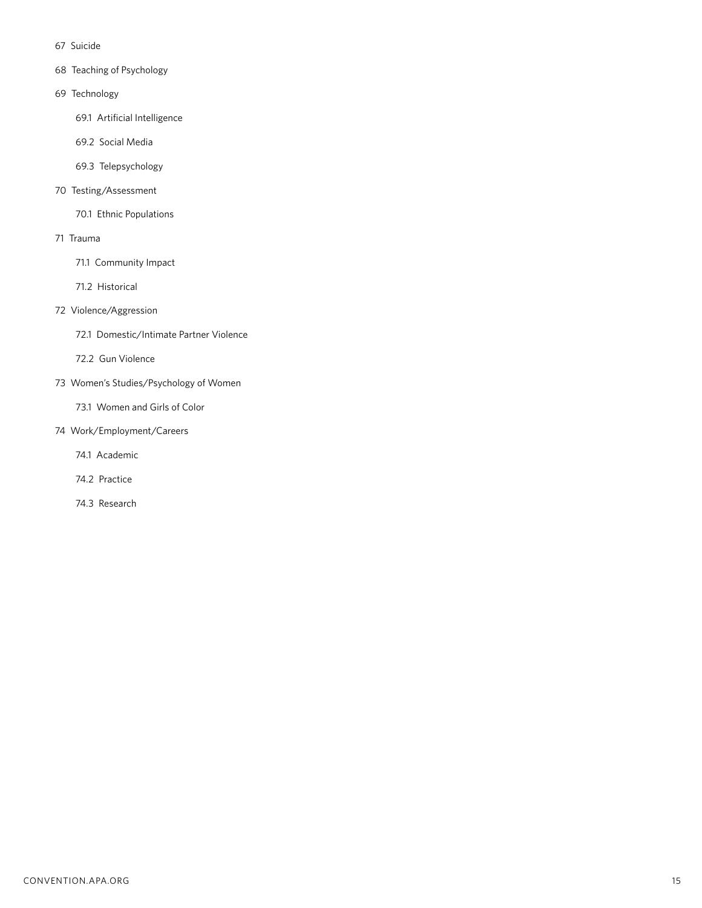67 Suicide

68 Teaching of Psychology

69 Technology

- 69.1 Artificial Intelligence
- 69.2 Social Media
- 69.3 Telepsychology

70 Testing/Assessment

- 70.1 Ethnic Populations

71 Trauma

- 71.1 Community Impact
- 71.2 Historical

72 Violence/Aggression

- 72.1 Domestic/Intimate Partner Violence
- 72.2 Gun Violence

73 Women's Studies/Psychology of Women

- 73.1 Women and Girls of Color

74 Work/Employment/Careers

- 74.1 Academic
- 74.2 Practice
- 74.3 Research